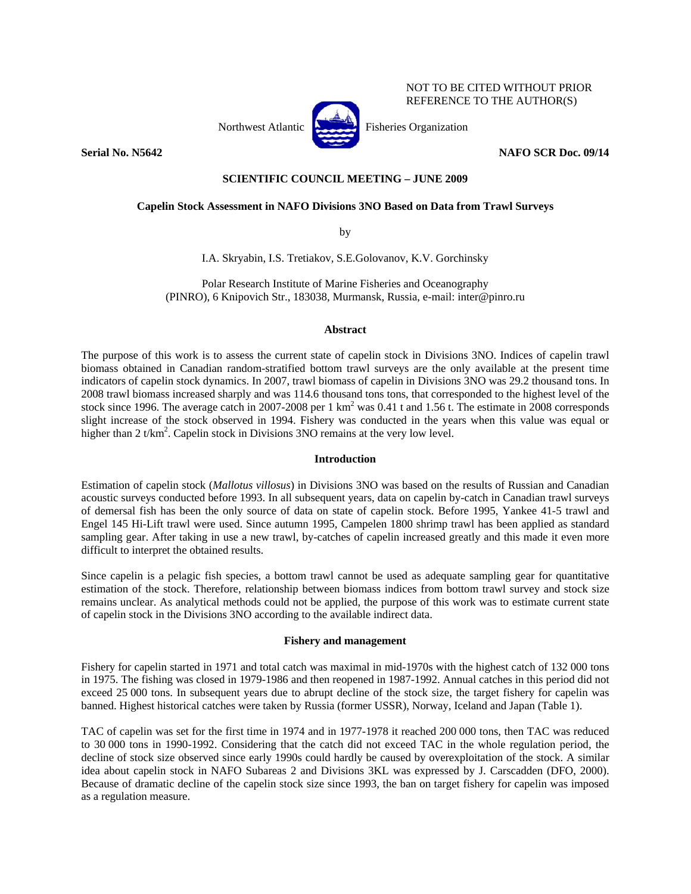NOT TO BE CITED WITHOUT PRIOR REFERENCE TO THE AUTHOR(S)

Northwest Atlantic Fisheries Organization

**Serial No. N5642** **NAFO SCR Doc. 09/14**

**SCIENTIFIC COUNCIL MEETING – JUNE 2009**

# Capelin Stock Assessment in NAFO Divisions 3NO Based on Data from Trawl Surveys

by

I.A. Skryabin, I.S. Tretiakov, S.E.Golovanov, K.V. Gorchinsky

Polar Research Institute of Marine Fisheries and Oceanography
(PINRO), 6 Knipovich Str., 183038, Murmansk, Russia, e-mail: inter@pinro.ru

## Abstract

The purpose of this work is to assess the current state of capelin stock in Divisions 3NO. Indices of capelin trawl biomass obtained in Canadian random-stratified bottom trawl surveys are the only available at the present time indicators of capelin stock dynamics. In 2007, trawl biomass of capelin in Divisions 3NO was 29.2 thousand tons. In 2008 trawl biomass increased sharply and was 114.6 thousand tons tons, that corresponded to the highest level of the stock since 1996. The average catch in 2007-2008 per 1 km$^2$ was 0.41 t and 1.56 t. The estimate in 2008 corresponds slight increase of the stock observed in 1994. Fishery was conducted in the years when this value was equal or higher than 2 t/km$^2$. Capelin stock in Divisions 3NO remains at the very low level.

## Introduction

Estimation of capelin stock (*Mallotus villosus*) in Divisions 3NO was based on the results of Russian and Canadian acoustic surveys conducted before 1993. In all subsequent years, data on capelin by-catch in Canadian trawl surveys of demersal fish has been the only source of data on state of capelin stock. Before 1995, Yankee 41-5 trawl and Engel 145 Hi-Lift trawl were used. Since autumn 1995, Campelen 1800 shrimp trawl has been applied as standard sampling gear. After taking in use a new trawl, by-catches of capelin increased greatly and this made it even more difficult to interpret the obtained results.

Since capelin is a pelagic fish species, a bottom trawl cannot be used as adequate sampling gear for quantitative estimation of the stock. Therefore, relationship between biomass indices from bottom trawl survey and stock size remains unclear. As analytical methods could not be applied, the purpose of this work was to estimate current state of capelin stock in the Divisions 3NO according to the available indirect data.

## Fishery and management

Fishery for capelin started in 1971 and total catch was maximal in mid-1970s with the highest catch of 132 000 tons in 1975. The fishing was closed in 1979-1986 and then reopened in 1987-1992. Annual catches in this period did not exceed 25 000 tons. In subsequent years due to abrupt decline of the stock size, the target fishery for capelin was banned. Highest historical catches were taken by Russia (former USSR), Norway, Iceland and Japan (Table 1).

TAC of capelin was set for the first time in 1974 and in 1977-1978 it reached 200 000 tons, then TAC was reduced to 30 000 tons in 1990-1992. Considering that the catch did not exceed TAC in the whole regulation period, the decline of stock size observed since early 1990s could hardly be caused by overexploitation of the stock. A similar idea about capelin stock in NAFO Subareas 2 and Divisions 3KL was expressed by J. Carscadden (DFO, 2000). Because of dramatic decline of the capelin stock size since 1993, the ban on target fishery for capelin was imposed as a regulation measure.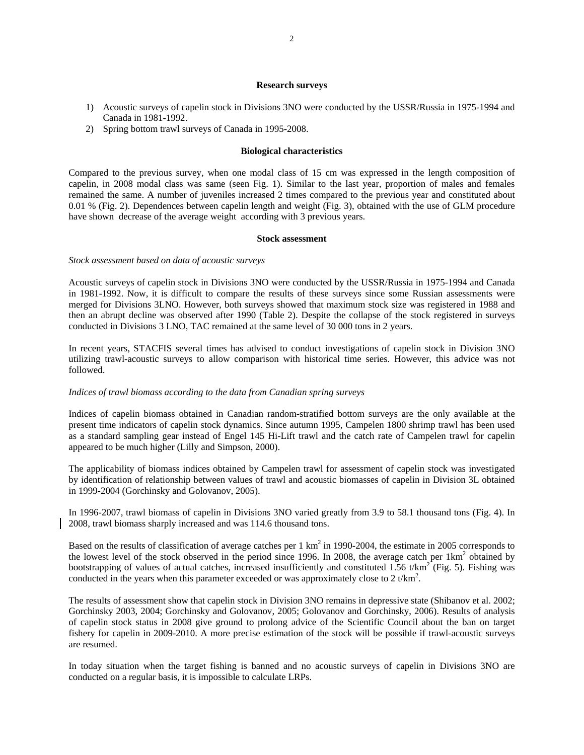**Research surveys**

1) Acoustic surveys of capelin stock in Divisions 3NO were conducted by the USSR/Russia in 1975-1994 and Canada in 1981-1992.
2) Spring bottom trawl surveys of Canada in 1995-2008.

**Biological characteristics**

Compared to the previous survey, when one modal class of 15 cm was expressed in the length composition of capelin, in 2008 modal class was same (seen Fig. 1). Similar to the last year, proportion of males and females remained the same. A number of juveniles increased 2 times compared to the previous year and constituted about 0.01 % (Fig. 2). Dependences between capelin length and weight (Fig. 3), obtained with the use of GLM procedure have shown decrease of the average weight according with 3 previous years.

**Stock assessment**

*Stock assessment based on data of acoustic surveys*

Acoustic surveys of capelin stock in Divisions 3NO were conducted by the USSR/Russia in 1975-1994 and Canada in 1981-1992. Now, it is difficult to compare the results of these surveys since some Russian assessments were merged for Divisions 3LNO. However, both surveys showed that maximum stock size was registered in 1988 and then an abrupt decline was observed after 1990 (Table 2). Despite the collapse of the stock registered in surveys conducted in Divisions 3 LNO, TAC remained at the same level of 30 000 tons in 2 years.

In recent years, STACFIS several times has advised to conduct investigations of capelin stock in Division 3NO utilizing trawl-acoustic surveys to allow comparison with historical time series. However, this advice was not followed.

*Indices of trawl biomass according to the data from Canadian spring surveys*

Indices of capelin biomass obtained in Canadian random-stratified bottom surveys are the only available at the present time indicators of capelin stock dynamics. Since autumn 1995, Campelen 1800 shrimp trawl has been used as a standard sampling gear instead of Engel 145 Hi-Lift trawl and the catch rate of Campelen trawl for capelin appeared to be much higher (Lilly and Simpson, 2000).

The applicability of biomass indices obtained by Campelen trawl for assessment of capelin stock was investigated by identification of relationship between values of trawl and acoustic biomasses of capelin in Division 3L obtained in 1999-2004 (Gorchinsky and Golovanov, 2005).

In 1996-2007, trawl biomass of capelin in Divisions 3NO varied greatly from 3.9 to 58.1 thousand tons (Fig. 4). In 2008, trawl biomass sharply increased and was 114.6 thousand tons.

Based on the results of classification of average catches per 1 km$^2$ in 1990-2004, the estimate in 2005 corresponds to the lowest level of the stock observed in the period since 1996. In 2008, the average catch per 1km$^2$ obtained by bootstrapping of values of actual catches, increased insufficiently and constituted 1.56 t/km$^2$ (Fig. 5). Fishing was conducted in the years when this parameter exceeded or was approximately close to 2 t/km$^2$.

The results of assessment show that capelin stock in Division 3NO remains in depressive state (Shibanov et al. 2002; Gorchinsky 2003, 2004; Gorchinsky and Golovanov, 2005; Golovanov and Gorchinsky, 2006). Results of analysis of capelin stock status in 2008 give ground to prolong advice of the Scientific Council about the ban on target fishery for capelin in 2009-2010. A more precise estimation of the stock will be possible if trawl-acoustic surveys are resumed.

In today situation when the target fishing is banned and no acoustic surveys of capelin in Divisions 3NO are conducted on a regular basis, it is impossible to calculate LRPs.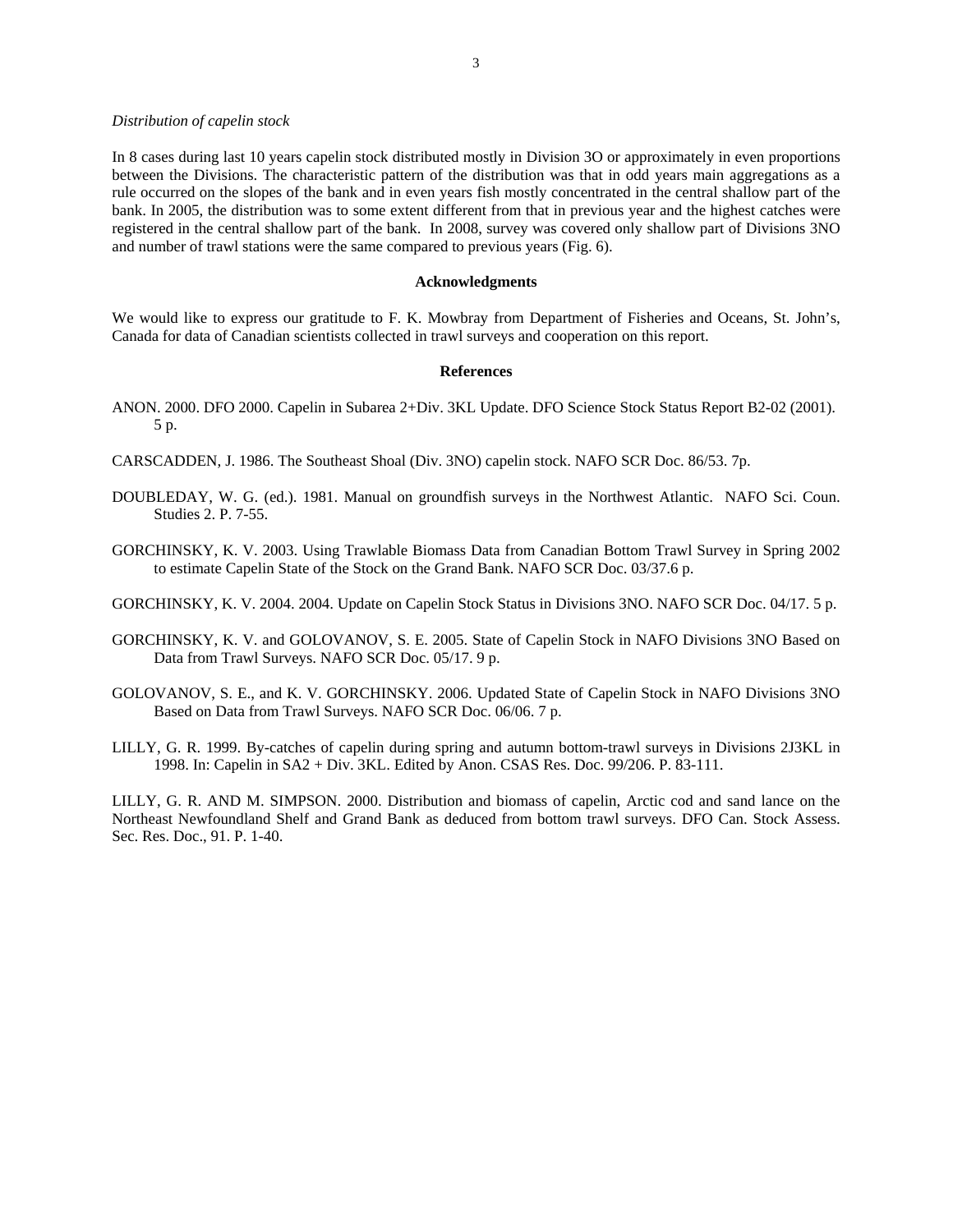*Distribution of capelin stock*

In 8 cases during last 10 years capelin stock distributed mostly in Division 3O or approximately in even proportions between the Divisions. The characteristic pattern of the distribution was that in odd years main aggregations as a rule occurred on the slopes of the bank and in even years fish mostly concentrated in the central shallow part of the bank. In 2005, the distribution was to some extent different from that in previous year and the highest catches were registered in the central shallow part of the bank. In 2008, survey was covered only shallow part of Divisions 3NO and number of trawl stations were the same compared to previous years (Fig. 6).

## Acknowledgments

We would like to express our gratitude to F. K. Mowbray from Department of Fisheries and Oceans, St. John's, Canada for data of Canadian scientists collected in trawl surveys and cooperation on this report.

## References

ANON. 2000. DFO 2000. Capelin in Subarea 2+Div. 3KL Update. DFO Science Stock Status Report B2-02 (2001). 5 p.

CARSCADDEN, J. 1986. The Southeast Shoal (Div. 3NO) capelin stock. NAFO SCR Doc. 86/53. 7p.

DOUBLEDAY, W. G. (ed.). 1981. Manual on groundfish surveys in the Northwest Atlantic. NAFO Sci. Coun. Studies 2. P. 7-55.

GORCHINSKY, K. V. 2003. Using Trawlable Biomass Data from Canadian Bottom Trawl Survey in Spring 2002 to estimate Capelin State of the Stock on the Grand Bank. NAFO SCR Doc. 03/37.6 p.

GORCHINSKY, K. V. 2004. 2004. Update on Capelin Stock Status in Divisions 3NO. NAFO SCR Doc. 04/17. 5 p.

GORCHINSKY, K. V. and GOLOVANOV, S. E. 2005. State of Capelin Stock in NAFO Divisions 3NO Based on Data from Trawl Surveys. NAFO SCR Doc. 05/17. 9 p.

GOLOVANOV, S. E., and K. V. GORCHINSKY. 2006. Updated State of Capelin Stock in NAFO Divisions 3NO Based on Data from Trawl Surveys. NAFO SCR Doc. 06/06. 7 p.

LILLY, G. R. 1999. By-catches of capelin during spring and autumn bottom-trawl surveys in Divisions 2J3KL in 1998. In: Capelin in SA2 + Div. 3KL. Edited by Anon. CSAS Res. Doc. 99/206. P. 83-111.

LILLY, G. R. AND M. SIMPSON. 2000. Distribution and biomass of capelin, Arctic cod and sand lance on the Northeast Newfoundland Shelf and Grand Bank as deduced from bottom trawl surveys. DFO Can. Stock Assess. Sec. Res. Doc., 91. P. 1-40.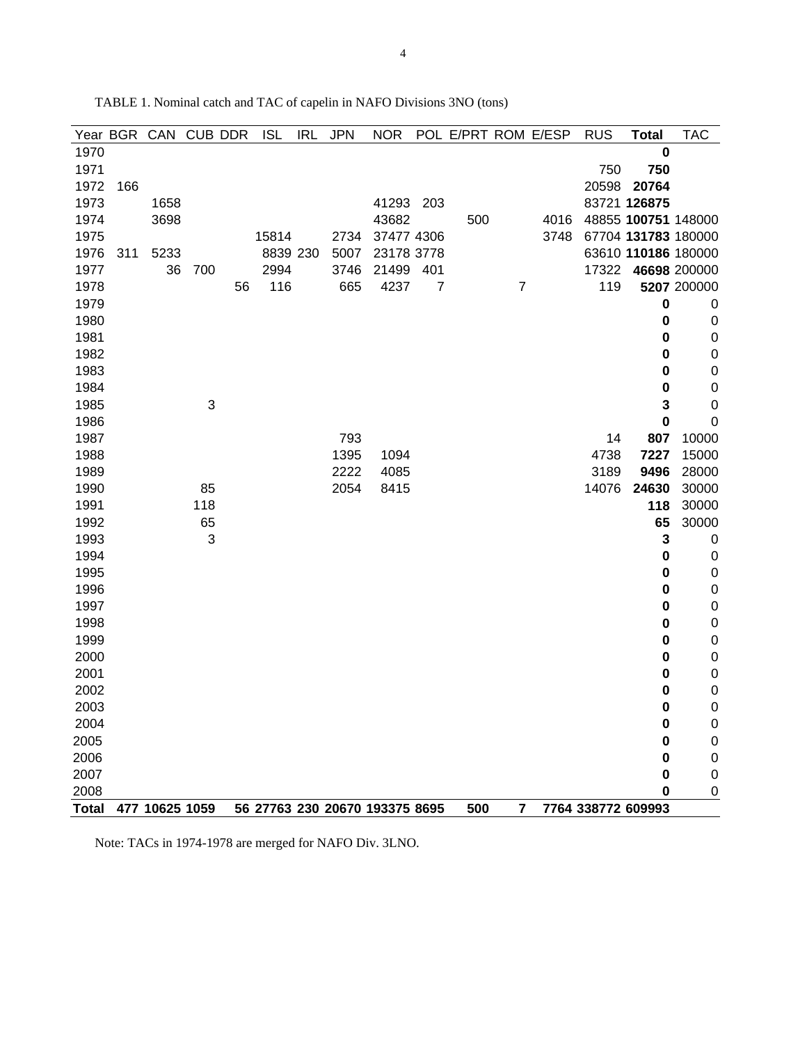TABLE 1. Nominal catch and TAC of capelin in NAFO Divisions 3NO (tons)

| Year | BGR | CAN | CUB | DDR | ISL | IRL | JPN | NOR | POL | E/PRT | ROM | E/ESP | RUS | Total | TAC |
|---|---|---|---|---|---|---|---|---|---|---|---|---|---|---|---|
| 1970 | | | | | | | | | | | | | | **0** | |
| 1971 | | | | | | | | | | | | | 750 | **750** | |
| 1972 | 166 | | | | | | | | | | | | 20598 | **20764** | |
| 1973 | | 1658 | | | | | | 41293 | 203 | | | | 83721 | **126875** | |
| 1974 | | 3698 | | | | | | 43682 | | 500 | | 4016 | 48855 | **100751** | 148000 |
| 1975 | | | | | 15814 | | 2734 | 37477 | 4306 | | | 3748 | 67704 | **131783** | 180000 |
| 1976 | 311 | 5233 | | | 8839 | 230 | 5007 | 23178 | 3778 | | | | 63610 | **110186** | 180000 |
| 1977 | | 36 | 700 | | 2994 | | 3746 | 21499 | 401 | | | | 17322 | **46698** | 200000 |
| 1978 | | | | 56 | 116 | | 665 | 4237 | 7 | | 7 | | 119 | **5207** | 200000 |
| 1979 | | | | | | | | | | | | | | **0** | 0 |
| 1980 | | | | | | | | | | | | | | **0** | 0 |
| 1981 | | | | | | | | | | | | | | **0** | 0 |
| 1982 | | | | | | | | | | | | | | **0** | 0 |
| 1983 | | | | | | | | | | | | | | **0** | 0 |
| 1984 | | | | | | | | | | | | | | **0** | 0 |
| 1985 | | | 3 | | | | | | | | | | | **3** | 0 |
| 1986 | | | | | | | | | | | | | | **0** | 0 |
| 1987 | | | | | | | 793 | | | | | | 14 | **807** | 10000 |
| 1988 | | | | | | | 1395 | 1094 | | | | | 4738 | **7227** | 15000 |
| 1989 | | | | | | | 2222 | 4085 | | | | | 3189 | **9496** | 28000 |
| 1990 | | | 85 | | | | 2054 | 8415 | | | | | 14076 | **24630** | 30000 |
| 1991 | | | 118 | | | | | | | | | | | **118** | 30000 |
| 1992 | | | 65 | | | | | | | | | | | **65** | 30000 |
| 1993 | | | 3 | | | | | | | | | | | **3** | 0 |
| 1994 | | | | | | | | | | | | | | **0** | 0 |
| 1995 | | | | | | | | | | | | | | **0** | 0 |
| 1996 | | | | | | | | | | | | | | **0** | 0 |
| 1997 | | | | | | | | | | | | | | **0** | 0 |
| 1998 | | | | | | | | | | | | | | **0** | 0 |
| 1999 | | | | | | | | | | | | | | **0** | 0 |
| 2000 | | | | | | | | | | | | | | **0** | 0 |
| 2001 | | | | | | | | | | | | | | **0** | 0 |
| 2002 | | | | | | | | | | | | | | **0** | 0 |
| 2003 | | | | | | | | | | | | | | **0** | 0 |
| 2004 | | | | | | | | | | | | | | **0** | 0 |
| 2005 | | | | | | | | | | | | | | **0** | 0 |
| 2006 | | | | | | | | | | | | | | **0** | 0 |
| 2007 | | | | | | | | | | | | | | **0** | 0 |
| 2008 | | | | | | | | | | | | | | **0** | 0 |
| **Total** | **477** | **10625** | **1059** | **56** | **27763** | **230** | **20670** | **193375** | **8695** | **500** | **7** | **7764** | **338772** | **609993** | |

Note: TACs in 1974-1978 are merged for NAFO Div. 3LNO.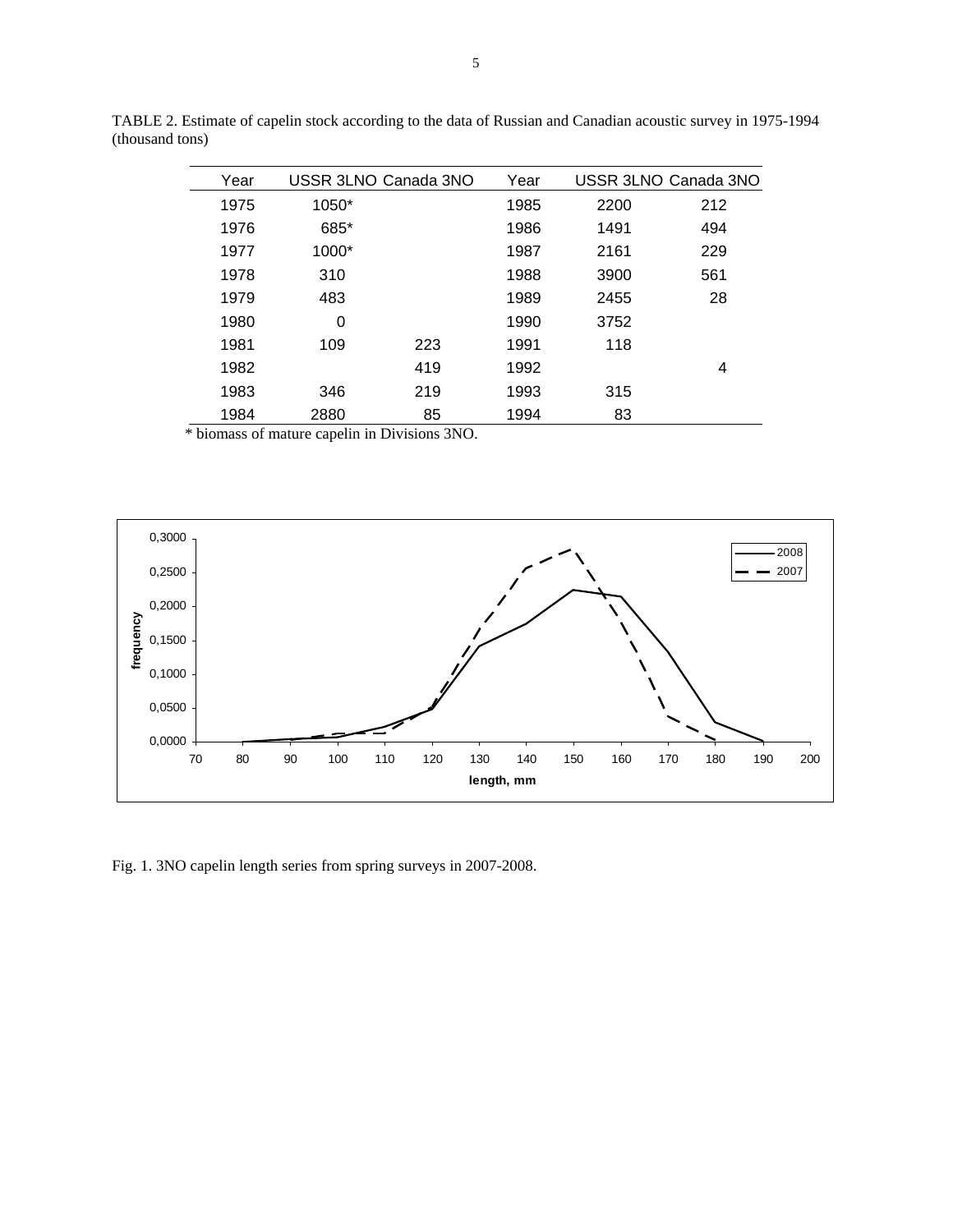TABLE 2. Estimate of capelin stock according to the data of Russian and Canadian acoustic survey in 1975-1994 (thousand tons)

| Year | USSR 3LNO | Canada 3NO | Year | USSR 3LNO | Canada 3NO |
|---|---|---|---|---|---|
| 1975 | 1050* | | 1985 | 2200 | 212 |
| 1976 | 685* | | 1986 | 1491 | 494 |
| 1977 | 1000* | | 1987 | 2161 | 229 |
| 1978 | 310 | | 1988 | 3900 | 561 |
| 1979 | 483 | | 1989 | 2455 | 28 |
| 1980 | 0 | | 1990 | 3752 | |
| 1981 | 109 | 223 | 1991 | 118 | |
| 1982 | | 419 | 1992 | | 4 |
| 1983 | 346 | 219 | 1993 | 315 | |
| 1984 | 2880 | 85 | 1994 | 83 | |

\* biomass of mature capelin in Divisions 3NO.

Fig. 1. 3NO capelin length series from spring surveys in 2007-2008.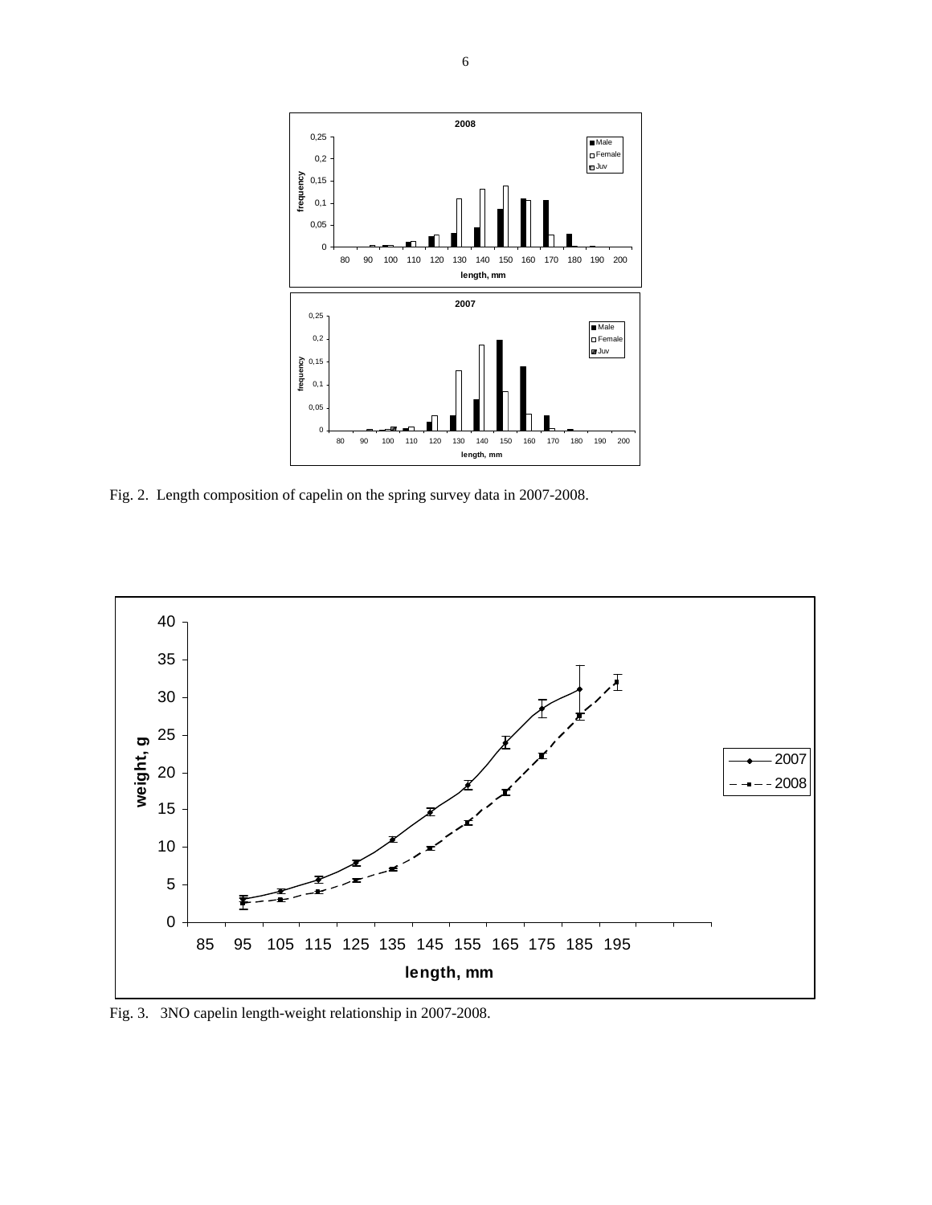Fig. 2. Length composition of capelin on the spring survey data in 2007-2008.

Fig. 3. 3NO capelin length-weight relationship in 2007-2008.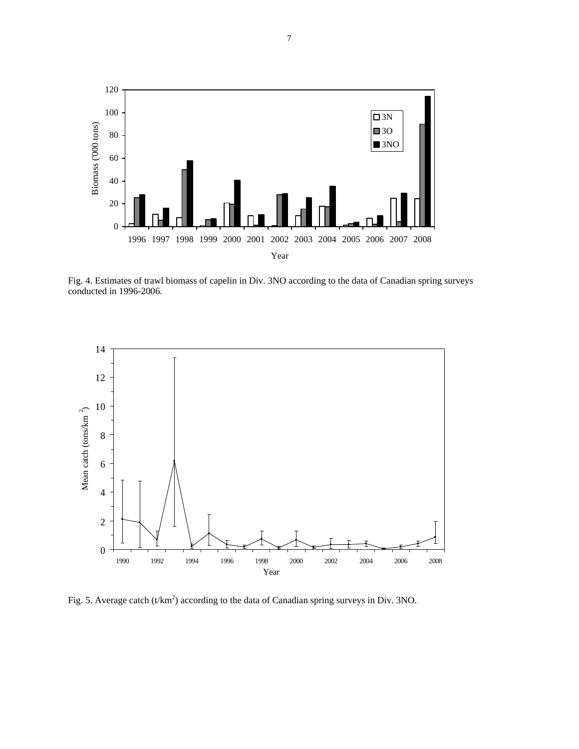Fig. 4. Estimates of trawl biomass of capelin in Div. 3NO according to the data of Canadian spring surveys conducted in 1996-2006.

Fig. 5. Average catch (t/km$^2$) according to the data of Canadian spring surveys in Div. 3NO.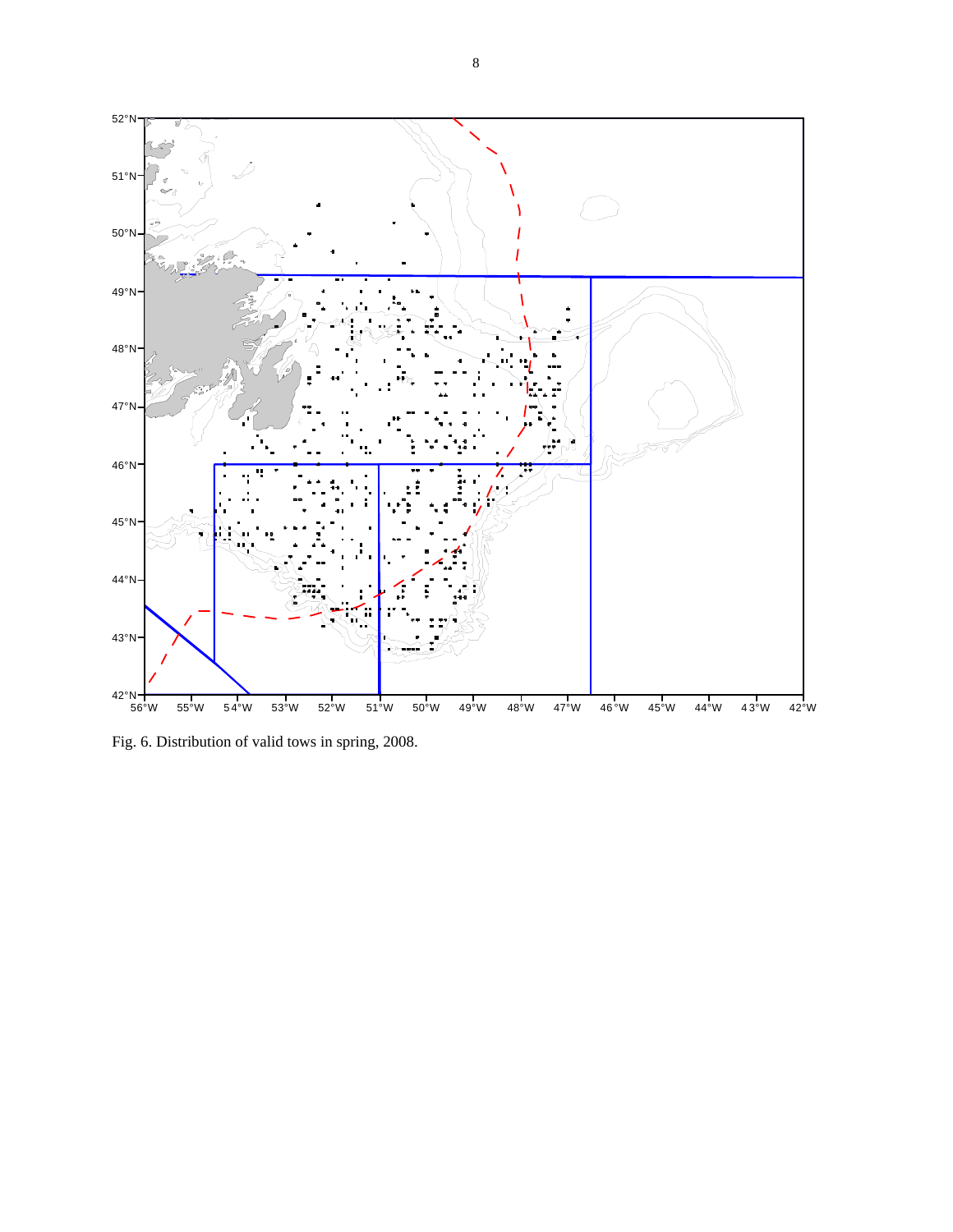52°N
51°N
50°N
49°N
48°N
47°N
46°N
45°N
44°N
43°N
42°N
56°W
55°W
54°W
53°W
52°W
51°W
50°W
49°W
48°W
47°W
46°W
45°W
44°W
43°W
42°W

Fig. 6. Distribution of valid tows in spring, 2008.